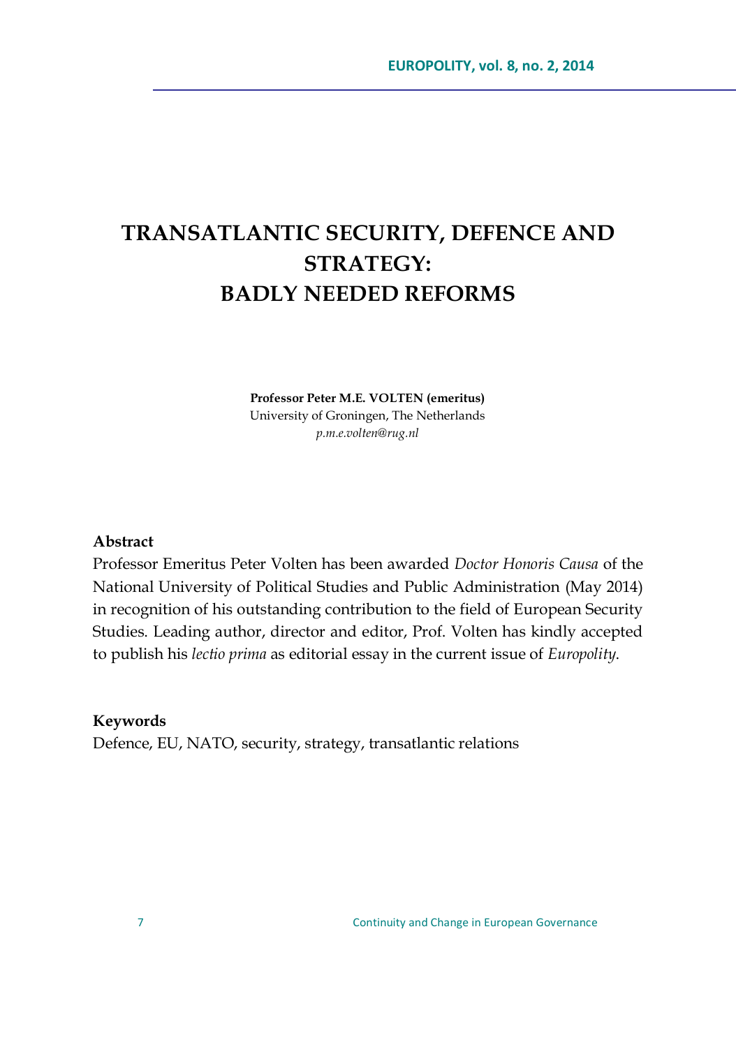# TRANSATLANTIC SECURITY, DEFENCE AND STRATEGY: BADLY NEEDED REFORMS

**Professor Peter M.E. VOLTEN (emeritus)**
University of Groningen, The Netherlands
*p.m.e.volten@rug.nl*

**Abstract**

Professor Emeritus Peter Volten has been awarded *Doctor Honoris Causa* of the National University of Political Studies and Public Administration (May 2014) in recognition of his outstanding contribution to the field of European Security Studies. Leading author, director and editor, Prof. Volten has kindly accepted to publish his *lectio prima* as editorial essay in the current issue of *Europolity*.

**Keywords**

Defence, EU, NATO, security, strategy, transatlantic relations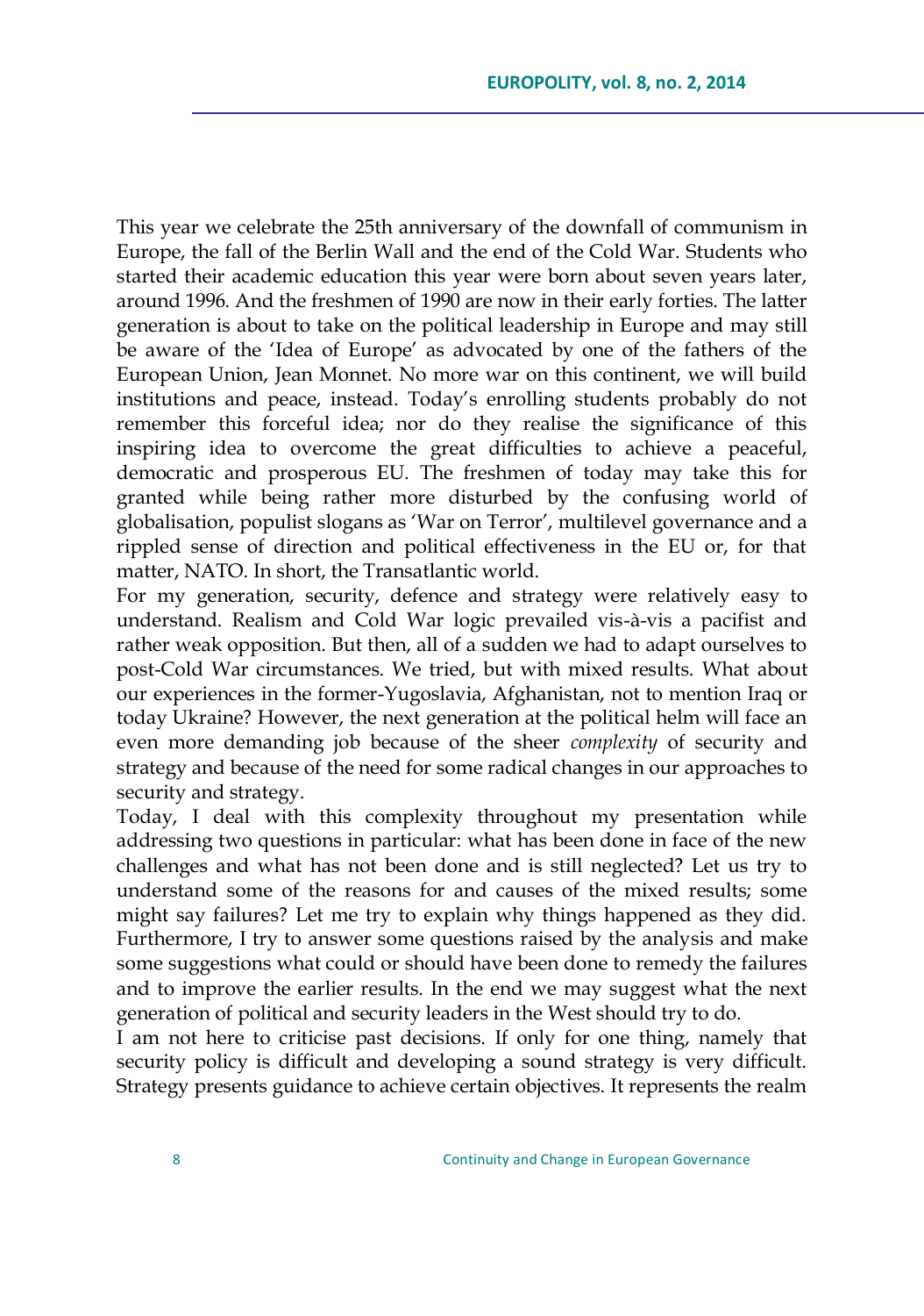This year we celebrate the 25th anniversary of the downfall of communism in Europe, the fall of the Berlin Wall and the end of the Cold War. Students who started their academic education this year were born about seven years later, around 1996. And the freshmen of 1990 are now in their early forties. The latter generation is about to take on the political leadership in Europe and may still be aware of the 'Idea of Europe' as advocated by one of the fathers of the European Union, Jean Monnet. No more war on this continent, we will build institutions and peace, instead. Today's enrolling students probably do not remember this forceful idea; nor do they realise the significance of this inspiring idea to overcome the great difficulties to achieve a peaceful, democratic and prosperous EU. The freshmen of today may take this for granted while being rather more disturbed by the confusing world of globalisation, populist slogans as 'War on Terror', multilevel governance and a rippled sense of direction and political effectiveness in the EU or, for that matter, NATO. In short, the Transatlantic world.

For my generation, security, defence and strategy were relatively easy to understand. Realism and Cold War logic prevailed vis-à-vis a pacifist and rather weak opposition. But then, all of a sudden we had to adapt ourselves to post-Cold War circumstances. We tried, but with mixed results. What about our experiences in the former-Yugoslavia, Afghanistan, not to mention Iraq or today Ukraine? However, the next generation at the political helm will face an even more demanding job because of the sheer *complexity* of security and strategy and because of the need for some radical changes in our approaches to security and strategy.

Today, I deal with this complexity throughout my presentation while addressing two questions in particular: what has been done in face of the new challenges and what has not been done and is still neglected? Let us try to understand some of the reasons for and causes of the mixed results; some might say failures? Let me try to explain why things happened as they did. Furthermore, I try to answer some questions raised by the analysis and make some suggestions what could or should have been done to remedy the failures and to improve the earlier results. In the end we may suggest what the next generation of political and security leaders in the West should try to do.

I am not here to criticise past decisions. If only for one thing, namely that security policy is difficult and developing a sound strategy is very difficult. Strategy presents guidance to achieve certain objectives. It represents the realm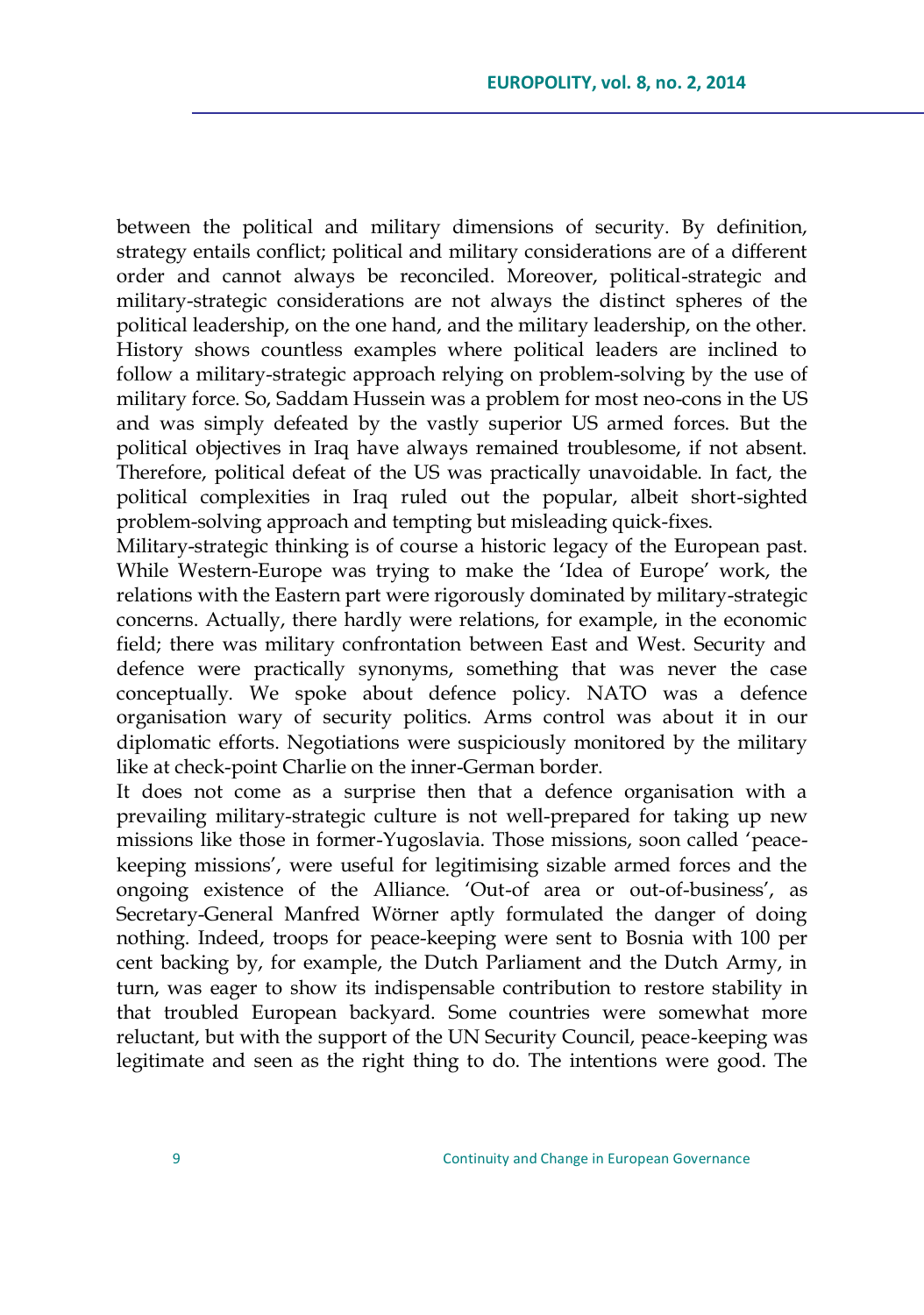between the political and military dimensions of security. By definition, strategy entails conflict; political and military considerations are of a different order and cannot always be reconciled. Moreover, political-strategic and military-strategic considerations are not always the distinct spheres of the political leadership, on the one hand, and the military leadership, on the other. History shows countless examples where political leaders are inclined to follow a military-strategic approach relying on problem-solving by the use of military force. So, Saddam Hussein was a problem for most neo-cons in the US and was simply defeated by the vastly superior US armed forces. But the political objectives in Iraq have always remained troublesome, if not absent. Therefore, political defeat of the US was practically unavoidable. In fact, the political complexities in Iraq ruled out the popular, albeit short-sighted problem-solving approach and tempting but misleading quick-fixes.

Military-strategic thinking is of course a historic legacy of the European past. While Western-Europe was trying to make the 'Idea of Europe' work, the relations with the Eastern part were rigorously dominated by military-strategic concerns. Actually, there hardly were relations, for example, in the economic field; there was military confrontation between East and West. Security and defence were practically synonyms, something that was never the case conceptually. We spoke about defence policy. NATO was a defence organisation wary of security politics. Arms control was about it in our diplomatic efforts. Negotiations were suspiciously monitored by the military like at check-point Charlie on the inner-German border.

It does not come as a surprise then that a defence organisation with a prevailing military-strategic culture is not well-prepared for taking up new missions like those in former-Yugoslavia. Those missions, soon called 'peace-keeping missions', were useful for legitimising sizable armed forces and the ongoing existence of the Alliance. 'Out-of area or out-of-business', as Secretary-General Manfred Wörner aptly formulated the danger of doing nothing. Indeed, troops for peace-keeping were sent to Bosnia with 100 per cent backing by, for example, the Dutch Parliament and the Dutch Army, in turn, was eager to show its indispensable contribution to restore stability in that troubled European backyard. Some countries were somewhat more reluctant, but with the support of the UN Security Council, peace-keeping was legitimate and seen as the right thing to do. The intentions were good. The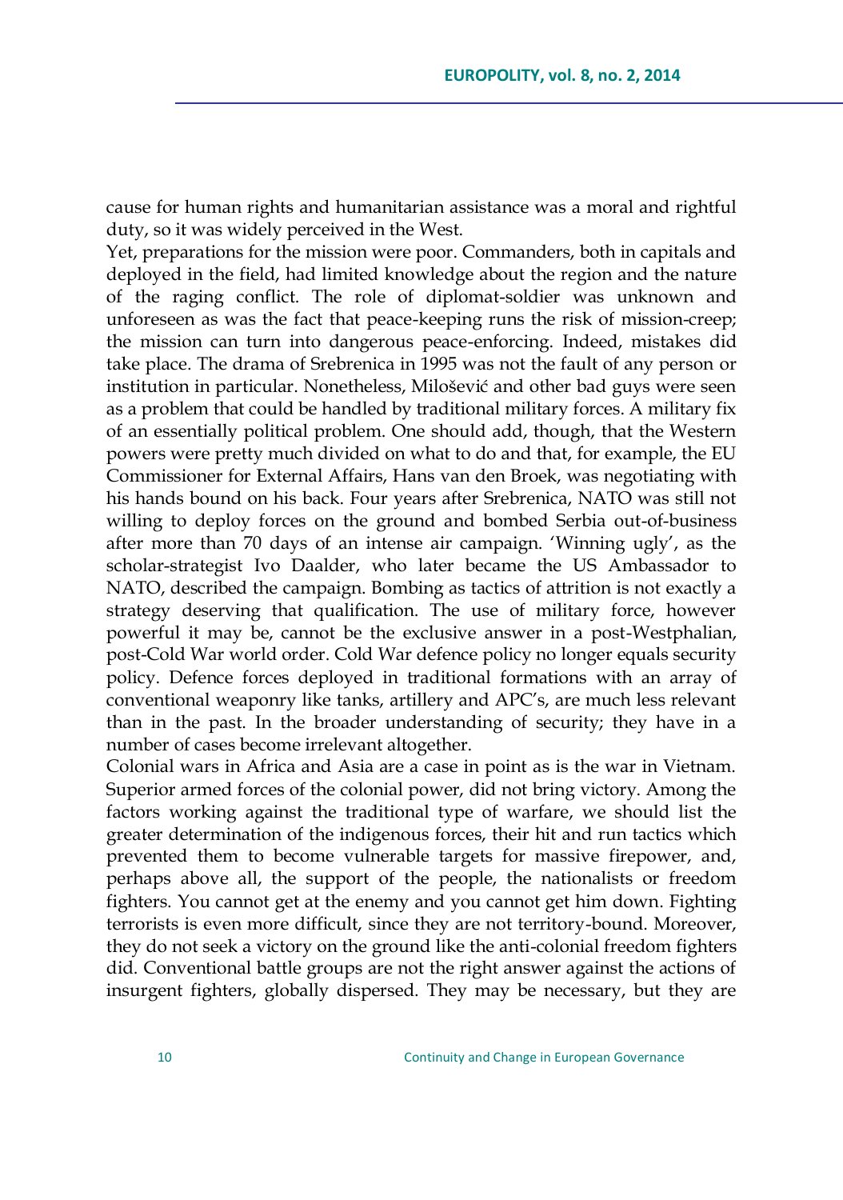cause for human rights and humanitarian assistance was a moral and rightful duty, so it was widely perceived in the West.

Yet, preparations for the mission were poor. Commanders, both in capitals and deployed in the field, had limited knowledge about the region and the nature of the raging conflict. The role of diplomat-soldier was unknown and unforeseen as was the fact that peace-keeping runs the risk of mission-creep; the mission can turn into dangerous peace-enforcing. Indeed, mistakes did take place. The drama of Srebrenica in 1995 was not the fault of any person or institution in particular. Nonetheless, Milošević and other bad guys were seen as a problem that could be handled by traditional military forces. A military fix of an essentially political problem. One should add, though, that the Western powers were pretty much divided on what to do and that, for example, the EU Commissioner for External Affairs, Hans van den Broek, was negotiating with his hands bound on his back. Four years after Srebrenica, NATO was still not willing to deploy forces on the ground and bombed Serbia out-of-business after more than 70 days of an intense air campaign. 'Winning ugly', as the scholar-strategist Ivo Daalder, who later became the US Ambassador to NATO, described the campaign. Bombing as tactics of attrition is not exactly a strategy deserving that qualification. The use of military force, however powerful it may be, cannot be the exclusive answer in a post-Westphalian, post-Cold War world order. Cold War defence policy no longer equals security policy. Defence forces deployed in traditional formations with an array of conventional weaponry like tanks, artillery and APC's, are much less relevant than in the past. In the broader understanding of security; they have in a number of cases become irrelevant altogether.

Colonial wars in Africa and Asia are a case in point as is the war in Vietnam. Superior armed forces of the colonial power, did not bring victory. Among the factors working against the traditional type of warfare, we should list the greater determination of the indigenous forces, their hit and run tactics which prevented them to become vulnerable targets for massive firepower, and, perhaps above all, the support of the people, the nationalists or freedom fighters. You cannot get at the enemy and you cannot get him down. Fighting terrorists is even more difficult, since they are not territory-bound. Moreover, they do not seek a victory on the ground like the anti-colonial freedom fighters did. Conventional battle groups are not the right answer against the actions of insurgent fighters, globally dispersed. They may be necessary, but they are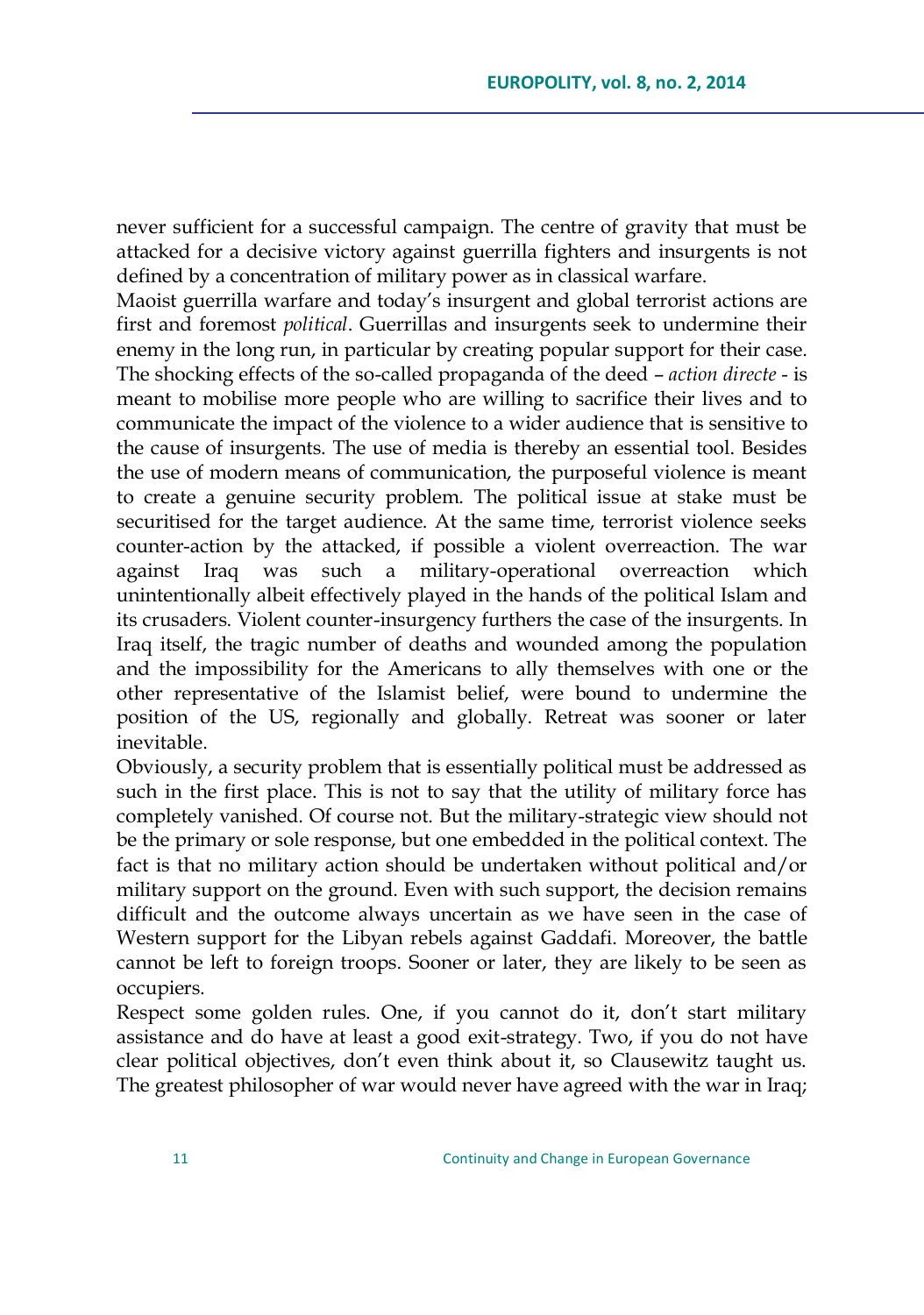never sufficient for a successful campaign. The centre of gravity that must be attacked for a decisive victory against guerrilla fighters and insurgents is not defined by a concentration of military power as in classical warfare.

Maoist guerrilla warfare and today's insurgent and global terrorist actions are first and foremost *political*. Guerrillas and insurgents seek to undermine their enemy in the long run, in particular by creating popular support for their case. The shocking effects of the so-called propaganda of the deed – *action directe* - is meant to mobilise more people who are willing to sacrifice their lives and to communicate the impact of the violence to a wider audience that is sensitive to the cause of insurgents. The use of media is thereby an essential tool. Besides the use of modern means of communication, the purposeful violence is meant to create a genuine security problem. The political issue at stake must be securitised for the target audience. At the same time, terrorist violence seeks counter-action by the attacked, if possible a violent overreaction. The war against Iraq was such a military-operational overreaction which unintentionally albeit effectively played in the hands of the political Islam and its crusaders. Violent counter-insurgency furthers the case of the insurgents. In Iraq itself, the tragic number of deaths and wounded among the population and the impossibility for the Americans to ally themselves with one or the other representative of the Islamist belief, were bound to undermine the position of the US, regionally and globally. Retreat was sooner or later inevitable.

Obviously, a security problem that is essentially political must be addressed as such in the first place. This is not to say that the utility of military force has completely vanished. Of course not. But the military-strategic view should not be the primary or sole response, but one embedded in the political context. The fact is that no military action should be undertaken without political and/or military support on the ground. Even with such support, the decision remains difficult and the outcome always uncertain as we have seen in the case of Western support for the Libyan rebels against Gaddafi. Moreover, the battle cannot be left to foreign troops. Sooner or later, they are likely to be seen as occupiers.

Respect some golden rules. One, if you cannot do it, don't start military assistance and do have at least a good exit-strategy. Two, if you do not have clear political objectives, don't even think about it, so Clausewitz taught us. The greatest philosopher of war would never have agreed with the war in Iraq;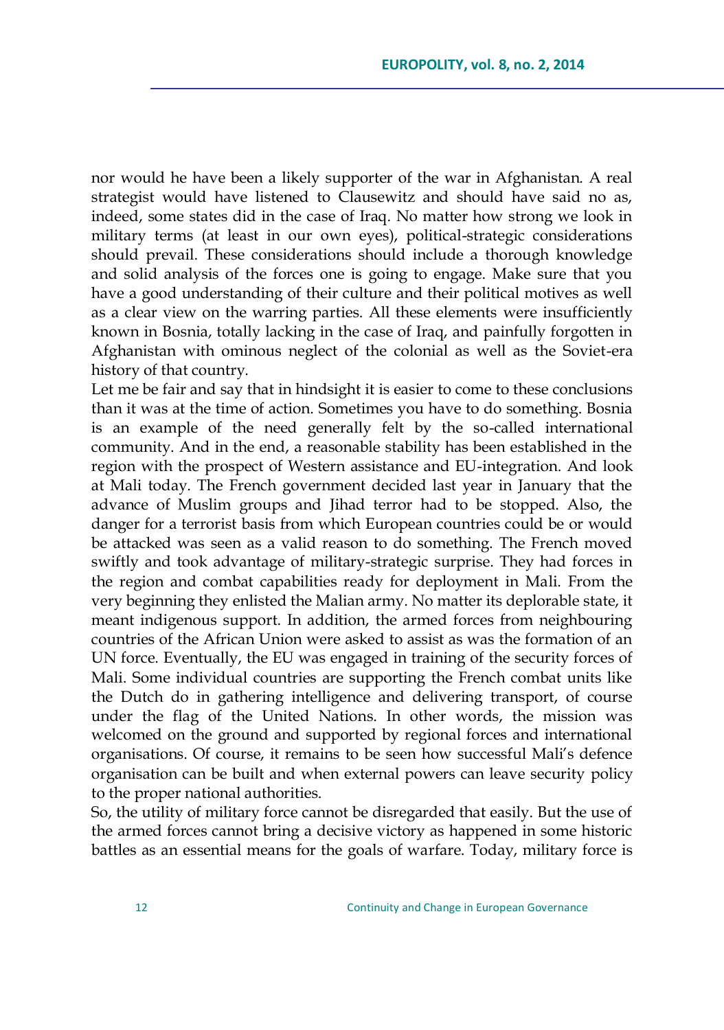nor would he have been a likely supporter of the war in Afghanistan. A real strategist would have listened to Clausewitz and should have said no as, indeed, some states did in the case of Iraq. No matter how strong we look in military terms (at least in our own eyes), political-strategic considerations should prevail. These considerations should include a thorough knowledge and solid analysis of the forces one is going to engage. Make sure that you have a good understanding of their culture and their political motives as well as a clear view on the warring parties. All these elements were insufficiently known in Bosnia, totally lacking in the case of Iraq, and painfully forgotten in Afghanistan with ominous neglect of the colonial as well as the Soviet-era history of that country.

Let me be fair and say that in hindsight it is easier to come to these conclusions than it was at the time of action. Sometimes you have to do something. Bosnia is an example of the need generally felt by the so-called international community. And in the end, a reasonable stability has been established in the region with the prospect of Western assistance and EU-integration. And look at Mali today. The French government decided last year in January that the advance of Muslim groups and Jihad terror had to be stopped. Also, the danger for a terrorist basis from which European countries could be or would be attacked was seen as a valid reason to do something. The French moved swiftly and took advantage of military-strategic surprise. They had forces in the region and combat capabilities ready for deployment in Mali. From the very beginning they enlisted the Malian army. No matter its deplorable state, it meant indigenous support. In addition, the armed forces from neighbouring countries of the African Union were asked to assist as was the formation of an UN force. Eventually, the EU was engaged in training of the security forces of Mali. Some individual countries are supporting the French combat units like the Dutch do in gathering intelligence and delivering transport, of course under the flag of the United Nations. In other words, the mission was welcomed on the ground and supported by regional forces and international organisations. Of course, it remains to be seen how successful Mali's defence organisation can be built and when external powers can leave security policy to the proper national authorities.

So, the utility of military force cannot be disregarded that easily. But the use of the armed forces cannot bring a decisive victory as happened in some historic battles as an essential means for the goals of warfare. Today, military force is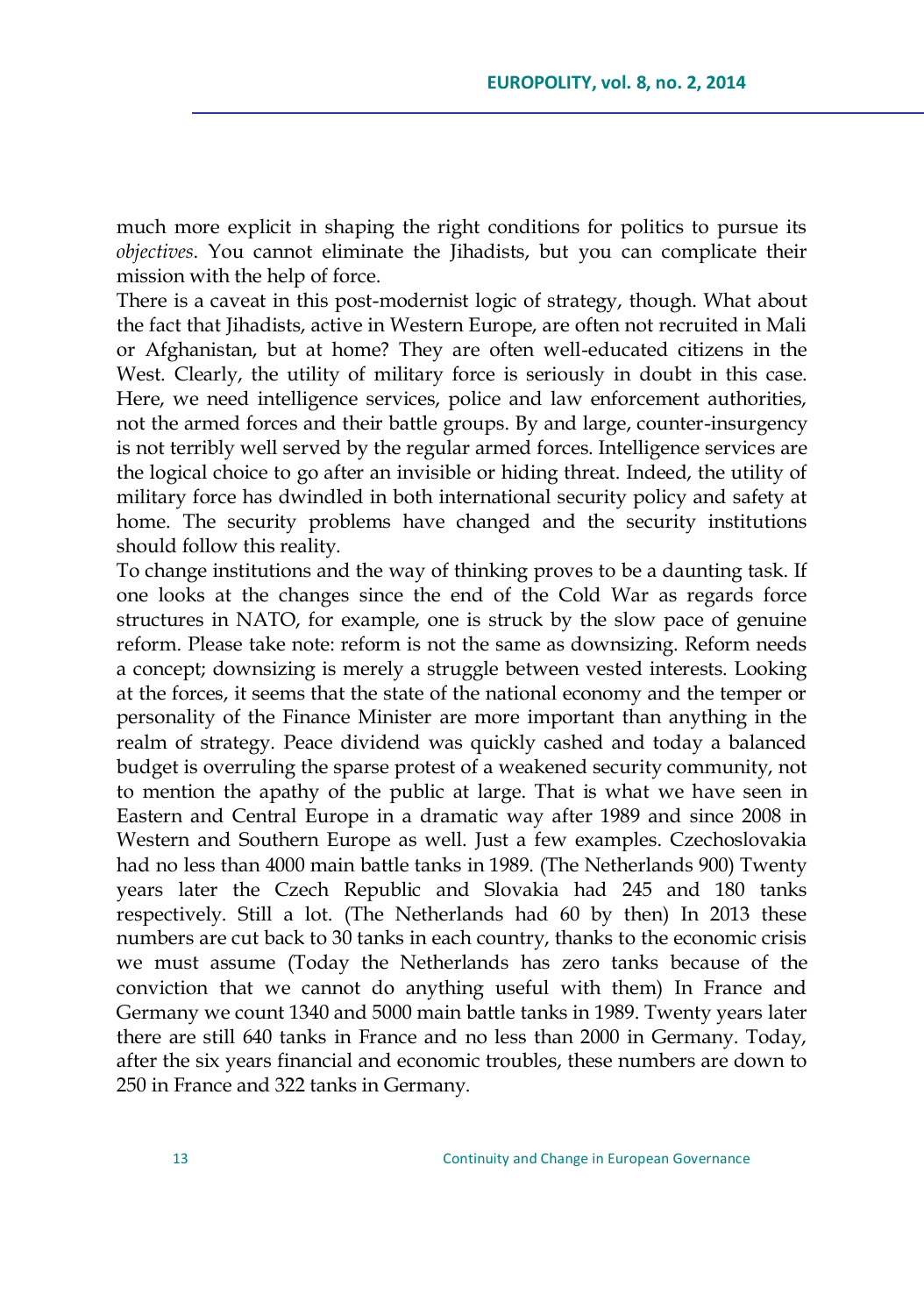much more explicit in shaping the right conditions for politics to pursue its *objectives*. You cannot eliminate the Jihadists, but you can complicate their mission with the help of force.

There is a caveat in this post-modernist logic of strategy, though. What about the fact that Jihadists, active in Western Europe, are often not recruited in Mali or Afghanistan, but at home? They are often well-educated citizens in the West. Clearly, the utility of military force is seriously in doubt in this case. Here, we need intelligence services, police and law enforcement authorities, not the armed forces and their battle groups. By and large, counter-insurgency is not terribly well served by the regular armed forces. Intelligence services are the logical choice to go after an invisible or hiding threat. Indeed, the utility of military force has dwindled in both international security policy and safety at home. The security problems have changed and the security institutions should follow this reality.

To change institutions and the way of thinking proves to be a daunting task. If one looks at the changes since the end of the Cold War as regards force structures in NATO, for example, one is struck by the slow pace of genuine reform. Please take note: reform is not the same as downsizing. Reform needs a concept; downsizing is merely a struggle between vested interests. Looking at the forces, it seems that the state of the national economy and the temper or personality of the Finance Minister are more important than anything in the realm of strategy. Peace dividend was quickly cashed and today a balanced budget is overruling the sparse protest of a weakened security community, not to mention the apathy of the public at large. That is what we have seen in Eastern and Central Europe in a dramatic way after 1989 and since 2008 in Western and Southern Europe as well. Just a few examples. Czechoslovakia had no less than 4000 main battle tanks in 1989. (The Netherlands 900) Twenty years later the Czech Republic and Slovakia had 245 and 180 tanks respectively. Still a lot. (The Netherlands had 60 by then) In 2013 these numbers are cut back to 30 tanks in each country, thanks to the economic crisis we must assume (Today the Netherlands has zero tanks because of the conviction that we cannot do anything useful with them) In France and Germany we count 1340 and 5000 main battle tanks in 1989. Twenty years later there are still 640 tanks in France and no less than 2000 in Germany. Today, after the six years financial and economic troubles, these numbers are down to 250 in France and 322 tanks in Germany.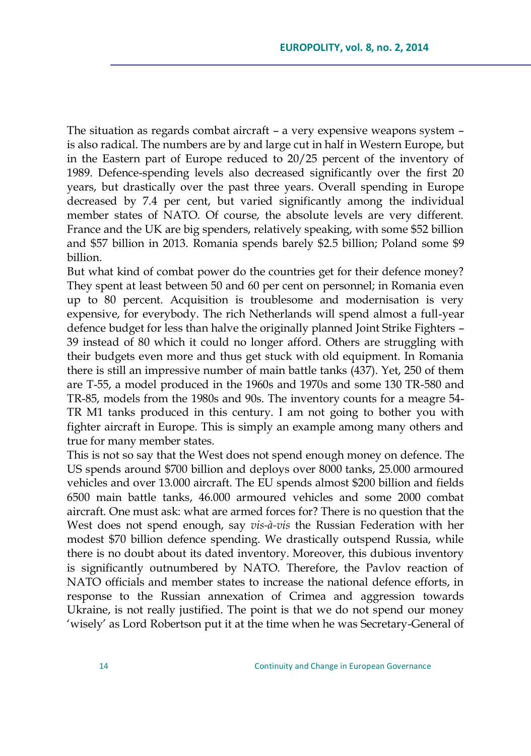The situation as regards combat aircraft – a very expensive weapons system – is also radical. The numbers are by and large cut in half in Western Europe, but in the Eastern part of Europe reduced to 20/25 percent of the inventory of 1989. Defence-spending levels also decreased significantly over the first 20 years, but drastically over the past three years. Overall spending in Europe decreased by 7.4 per cent, but varied significantly among the individual member states of NATO. Of course, the absolute levels are very different. France and the UK are big spenders, relatively speaking, with some $52 billion and $57 billion in 2013. Romania spends barely $2.5 billion; Poland some $9 billion.

But what kind of combat power do the countries get for their defence money? They spent at least between 50 and 60 per cent on personnel; in Romania even up to 80 percent. Acquisition is troublesome and modernisation is very expensive, for everybody. The rich Netherlands will spend almost a full-year defence budget for less than halve the originally planned Joint Strike Fighters – 39 instead of 80 which it could no longer afford. Others are struggling with their budgets even more and thus get stuck with old equipment. In Romania there is still an impressive number of main battle tanks (437). Yet, 250 of them are T-55, a model produced in the 1960s and 1970s and some 130 TR-580 and TR-85, models from the 1980s and 90s. The inventory counts for a meagre 54-TR M1 tanks produced in this century. I am not going to bother you with fighter aircraft in Europe. This is simply an example among many others and true for many member states.

This is not so say that the West does not spend enough money on defence. The US spends around $700 billion and deploys over 8000 tanks, 25.000 armoured vehicles and over 13.000 aircraft. The EU spends almost $200 billion and fields 6500 main battle tanks, 46.000 armoured vehicles and some 2000 combat aircraft. One must ask: what are armed forces for? There is no question that the West does not spend enough, say *vis-à-vis* the Russian Federation with her modest $70 billion defence spending. We drastically outspend Russia, while there is no doubt about its dated inventory. Moreover, this dubious inventory is significantly outnumbered by NATO. Therefore, the Pavlov reaction of NATO officials and member states to increase the national defence efforts, in response to the Russian annexation of Crimea and aggression towards Ukraine, is not really justified. The point is that we do not spend our money 'wisely' as Lord Robertson put it at the time when he was Secretary-General of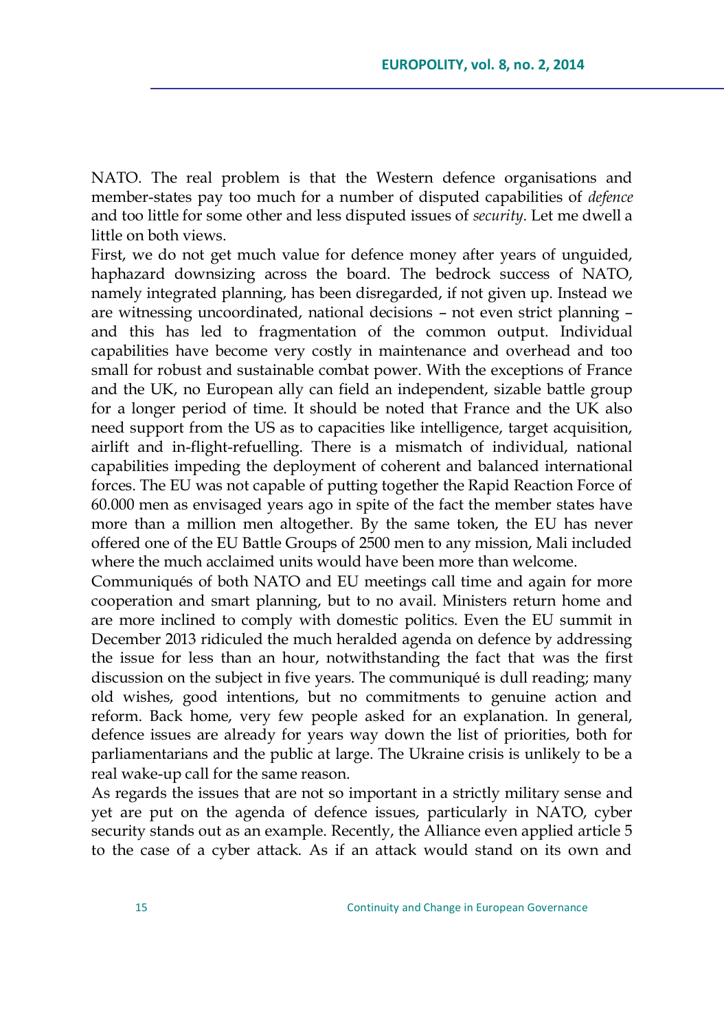NATO. The real problem is that the Western defence organisations and member-states pay too much for a number of disputed capabilities of *defence* and too little for some other and less disputed issues of *security*. Let me dwell a little on both views.

First, we do not get much value for defence money after years of unguided, haphazard downsizing across the board. The bedrock success of NATO, namely integrated planning, has been disregarded, if not given up. Instead we are witnessing uncoordinated, national decisions – not even strict planning – and this has led to fragmentation of the common output. Individual capabilities have become very costly in maintenance and overhead and too small for robust and sustainable combat power. With the exceptions of France and the UK, no European ally can field an independent, sizable battle group for a longer period of time. It should be noted that France and the UK also need support from the US as to capacities like intelligence, target acquisition, airlift and in-flight-refuelling. There is a mismatch of individual, national capabilities impeding the deployment of coherent and balanced international forces. The EU was not capable of putting together the Rapid Reaction Force of 60.000 men as envisaged years ago in spite of the fact the member states have more than a million men altogether. By the same token, the EU has never offered one of the EU Battle Groups of 2500 men to any mission, Mali included where the much acclaimed units would have been more than welcome.

Communiqués of both NATO and EU meetings call time and again for more cooperation and smart planning, but to no avail. Ministers return home and are more inclined to comply with domestic politics. Even the EU summit in December 2013 ridiculed the much heralded agenda on defence by addressing the issue for less than an hour, notwithstanding the fact that was the first discussion on the subject in five years. The communiqué is dull reading; many old wishes, good intentions, but no commitments to genuine action and reform. Back home, very few people asked for an explanation. In general, defence issues are already for years way down the list of priorities, both for parliamentarians and the public at large. The Ukraine crisis is unlikely to be a real wake-up call for the same reason.

As regards the issues that are not so important in a strictly military sense and yet are put on the agenda of defence issues, particularly in NATO, cyber security stands out as an example. Recently, the Alliance even applied article 5 to the case of a cyber attack. As if an attack would stand on its own and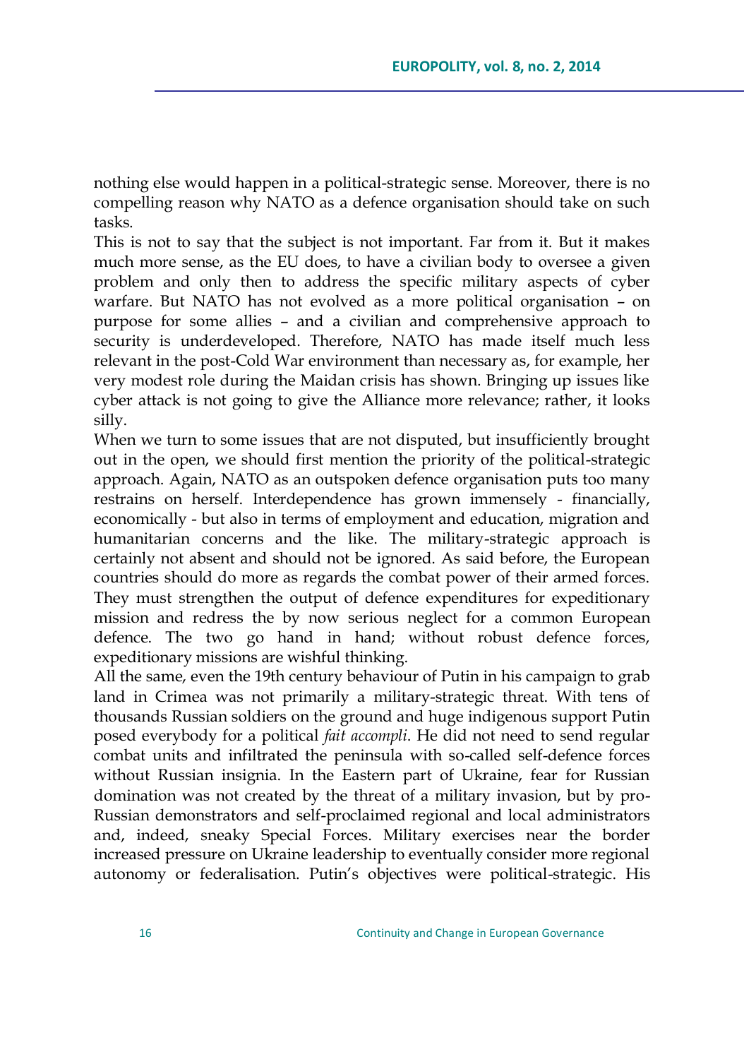nothing else would happen in a political-strategic sense. Moreover, there is no compelling reason why NATO as a defence organisation should take on such tasks.

This is not to say that the subject is not important. Far from it. But it makes much more sense, as the EU does, to have a civilian body to oversee a given problem and only then to address the specific military aspects of cyber warfare. But NATO has not evolved as a more political organisation – on purpose for some allies – and a civilian and comprehensive approach to security is underdeveloped. Therefore, NATO has made itself much less relevant in the post-Cold War environment than necessary as, for example, her very modest role during the Maidan crisis has shown. Bringing up issues like cyber attack is not going to give the Alliance more relevance; rather, it looks silly.

When we turn to some issues that are not disputed, but insufficiently brought out in the open, we should first mention the priority of the political-strategic approach. Again, NATO as an outspoken defence organisation puts too many restrains on herself. Interdependence has grown immensely - financially, economically - but also in terms of employment and education, migration and humanitarian concerns and the like. The military-strategic approach is certainly not absent and should not be ignored. As said before, the European countries should do more as regards the combat power of their armed forces. They must strengthen the output of defence expenditures for expeditionary mission and redress the by now serious neglect for a common European defence. The two go hand in hand; without robust defence forces, expeditionary missions are wishful thinking.

All the same, even the 19th century behaviour of Putin in his campaign to grab land in Crimea was not primarily a military-strategic threat. With tens of thousands Russian soldiers on the ground and huge indigenous support Putin posed everybody for a political *fait accompli*. He did not need to send regular combat units and infiltrated the peninsula with so-called self-defence forces without Russian insignia. In the Eastern part of Ukraine, fear for Russian domination was not created by the threat of a military invasion, but by pro-Russian demonstrators and self-proclaimed regional and local administrators and, indeed, sneaky Special Forces. Military exercises near the border increased pressure on Ukraine leadership to eventually consider more regional autonomy or federalisation. Putin's objectives were political-strategic. His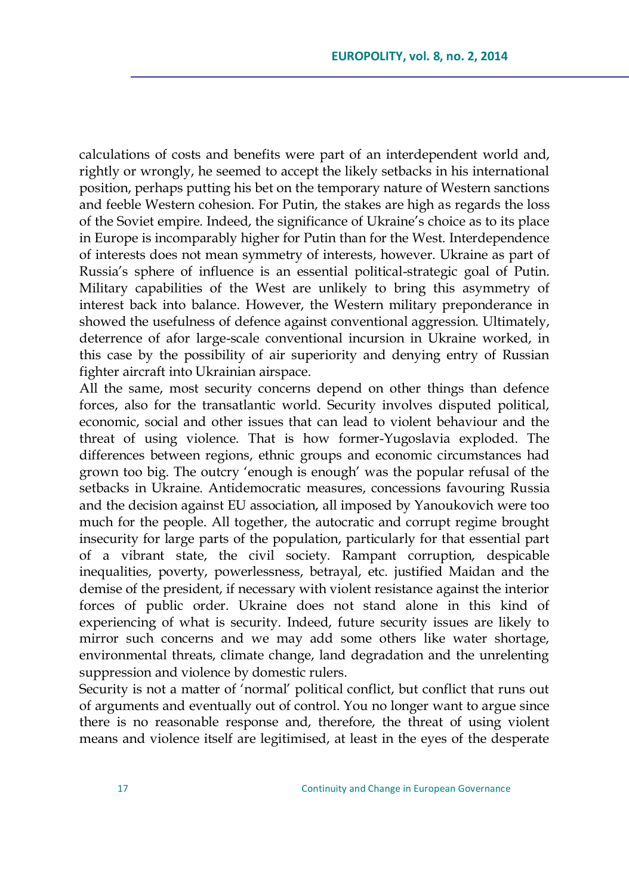calculations of costs and benefits were part of an interdependent world and, rightly or wrongly, he seemed to accept the likely setbacks in his international position, perhaps putting his bet on the temporary nature of Western sanctions and feeble Western cohesion. For Putin, the stakes are high as regards the loss of the Soviet empire. Indeed, the significance of Ukraine's choice as to its place in Europe is incomparably higher for Putin than for the West. Interdependence of interests does not mean symmetry of interests, however. Ukraine as part of Russia's sphere of influence is an essential political-strategic goal of Putin. Military capabilities of the West are unlikely to bring this asymmetry of interest back into balance. However, the Western military preponderance in showed the usefulness of defence against conventional aggression. Ultimately, deterrence of afor large-scale conventional incursion in Ukraine worked, in this case by the possibility of air superiority and denying entry of Russian fighter aircraft into Ukrainian airspace.

All the same, most security concerns depend on other things than defence forces, also for the transatlantic world. Security involves disputed political, economic, social and other issues that can lead to violent behaviour and the threat of using violence. That is how former-Yugoslavia exploded. The differences between regions, ethnic groups and economic circumstances had grown too big. The outcry 'enough is enough' was the popular refusal of the setbacks in Ukraine. Antidemocratic measures, concessions favouring Russia and the decision against EU association, all imposed by Yanoukovich were too much for the people. All together, the autocratic and corrupt regime brought insecurity for large parts of the population, particularly for that essential part of a vibrant state, the civil society. Rampant corruption, despicable inequalities, poverty, powerlessness, betrayal, etc. justified Maidan and the demise of the president, if necessary with violent resistance against the interior forces of public order. Ukraine does not stand alone in this kind of experiencing of what is security. Indeed, future security issues are likely to mirror such concerns and we may add some others like water shortage, environmental threats, climate change, land degradation and the unrelenting suppression and violence by domestic rulers.

Security is not a matter of 'normal' political conflict, but conflict that runs out of arguments and eventually out of control. You no longer want to argue since there is no reasonable response and, therefore, the threat of using violent means and violence itself are legitimised, at least in the eyes of the desperate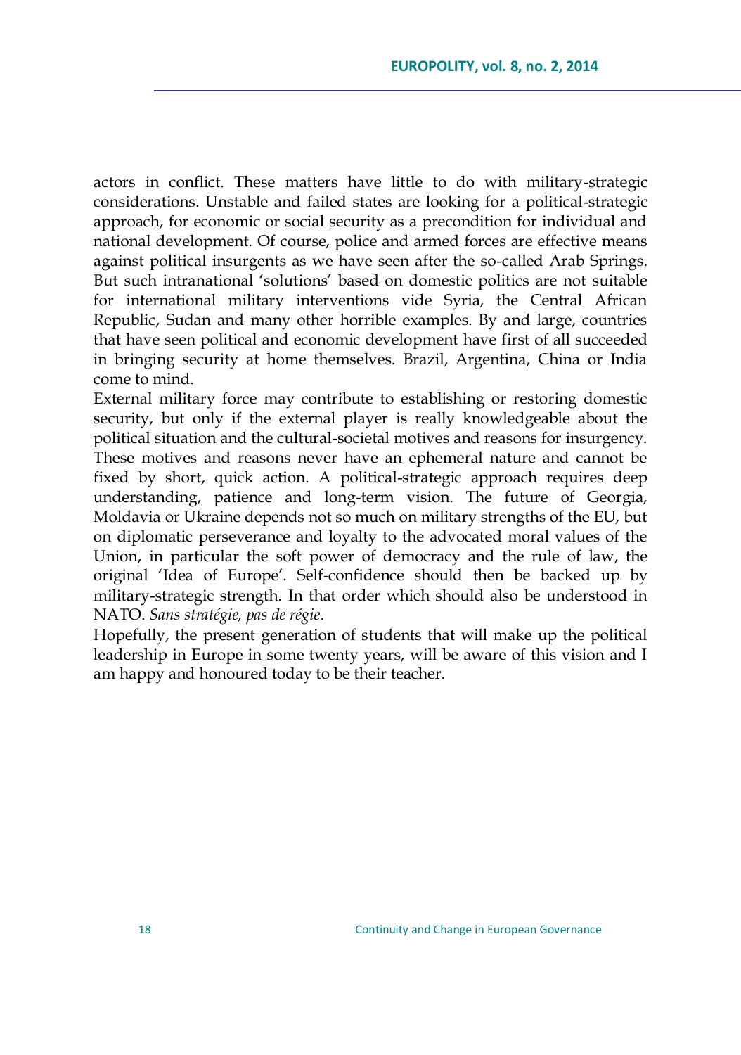actors in conflict. These matters have little to do with military-strategic considerations. Unstable and failed states are looking for a political-strategic approach, for economic or social security as a precondition for individual and national development. Of course, police and armed forces are effective means against political insurgents as we have seen after the so-called Arab Springs. But such intranational 'solutions' based on domestic politics are not suitable for international military interventions vide Syria, the Central African Republic, Sudan and many other horrible examples. By and large, countries that have seen political and economic development have first of all succeeded in bringing security at home themselves. Brazil, Argentina, China or India come to mind.

External military force may contribute to establishing or restoring domestic security, but only if the external player is really knowledgeable about the political situation and the cultural-societal motives and reasons for insurgency. These motives and reasons never have an ephemeral nature and cannot be fixed by short, quick action. A political-strategic approach requires deep understanding, patience and long-term vision. The future of Georgia, Moldavia or Ukraine depends not so much on military strengths of the EU, but on diplomatic perseverance and loyalty to the advocated moral values of the Union, in particular the soft power of democracy and the rule of law, the original 'Idea of Europe'. Self-confidence should then be backed up by military-strategic strength. In that order which should also be understood in NATO. *Sans stratégie, pas de régie*.

Hopefully, the present generation of students that will make up the political leadership in Europe in some twenty years, will be aware of this vision and I am happy and honoured today to be their teacher.